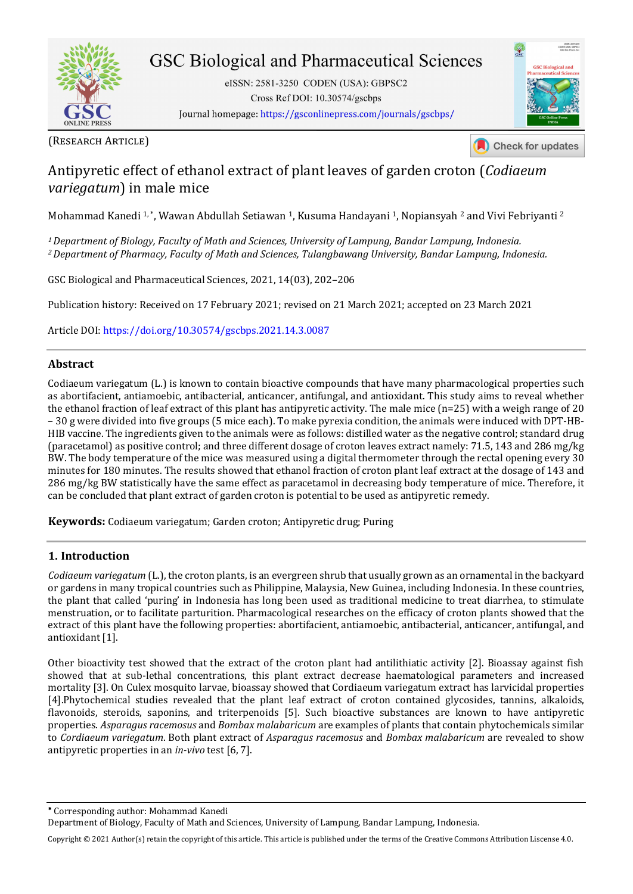(RESEARCH ARTICLE)

# Antipyretic effect of ethanol extract of plant leaves of garden croton (*Codiaeum variegatum*) in male mice

Mohammad Kanedi [1, *], Wawan Abdullah Setiawan [1], Kusuma Handayani [1], Nopiansyah [2] and Vivi Febriyanti [2]

[1] *Department of Biology, Faculty of Math and Sciences, University of Lampung, Bandar Lampung, Indonesia.*
[2] *Department of Pharmacy, Faculty of Math and Sciences, Tulangbawang University, Bandar Lampung, Indonesia.*

GSC Biological and Pharmaceutical Sciences, 2021, 14(03), 202–206

Publication history: Received on 17 February 2021; revised on 21 March 2021; accepted on 23 March 2021

Article DOI: https://doi.org/10.30574/gscbps.2021.14.3.0087

## Abstract

Codiaeum variegatum (L.) is known to contain bioactive compounds that have many pharmacological properties such as abortifacient, antiamoebic, antibacterial, anticancer, antifungal, and antioxidant. This study aims to reveal whether the ethanol fraction of leaf extract of this plant has antipyretic activity. The male mice (n=25) with a weigh range of 20 – 30 g were divided into five groups (5 mice each). To make pyrexia condition, the animals were induced with DPT-HB-HIB vaccine. The ingredients given to the animals were as follows: distilled water as the negative control; standard drug (paracetamol) as positive control; and three different dosage of croton leaves extract namely: 71.5, 143 and 286 mg/kg BW. The body temperature of the mice was measured using a digital thermometer through the rectal opening every 30 minutes for 180 minutes. The results showed that ethanol fraction of croton plant leaf extract at the dosage of 143 and 286 mg/kg BW statistically have the same effect as paracetamol in decreasing body temperature of mice. Therefore, it can be concluded that plant extract of garden croton is potential to be used as antipyretic remedy.

**Keywords:** Codiaeum variegatum; Garden croton; Antipyretic drug; Puring

## 1. Introduction

*Codiaeum variegatum* (L.), the croton plants, is an evergreen shrub that usually grown as an ornamental in the backyard or gardens in many tropical countries such as Philippine, Malaysia, New Guinea, including Indonesia. In these countries, the plant that called 'puring' in Indonesia has long been used as traditional medicine to treat diarrhea, to stimulate menstruation, or to facilitate parturition. Pharmacological researches on the efficacy of croton plants showed that the extract of this plant have the following properties: abortifacient, antiamoebic, antibacterial, anticancer, antifungal, and antioxidant [1].

Other bioactivity test showed that the extract of the croton plant had antilithiatic activity [2]. Bioassay against fish showed that at sub-lethal concentrations, this plant extract decrease haematological parameters and increased mortality [3]. On Culex mosquito larvae, bioassay showed that Cordiaeum variegatum extract has larvicidal properties [4].Phytochemical studies revealed that the plant leaf extract of croton contained glycosides, tannins, alkaloids, flavonoids, steroids, saponins, and triterpenoids [5]. Such bioactive substances are known to have antipyretic properties. *Asparagus racemosus* and *Bombax malabaricum* are examples of plants that contain phytochemicals similar to *Cordiaeum variegatum*. Both plant extract of *Asparagus racemosus* and *Bombax malabaricum* are revealed to show antipyretic properties in an *in-vivo* test [6, 7].

* Corresponding author: Mohammad Kanedi
Department of Biology, Faculty of Math and Sciences, University of Lampung, Bandar Lampung, Indonesia.

Copyright © 2021 Author(s) retain the copyright of this article. This article is published under the terms of the Creative Commons Attribution Liscense 4.0.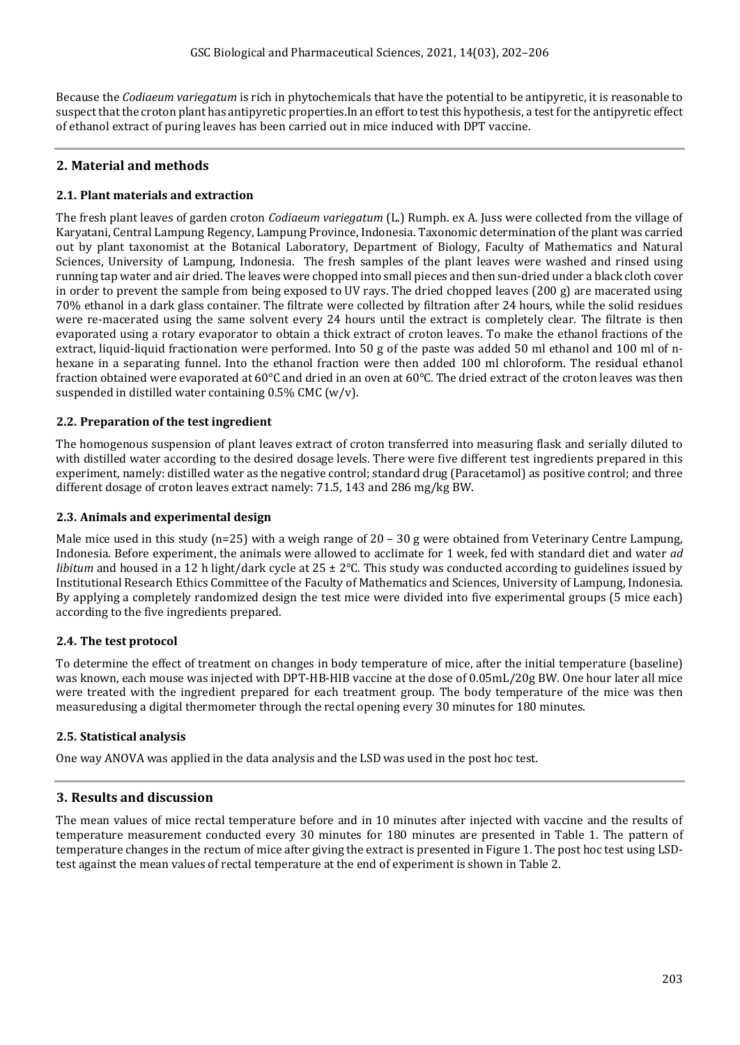Because the *Codiaeum variegatum* is rich in phytochemicals that have the potential to be antipyretic, it is reasonable to suspect that the croton plant has antipyretic properties.In an effort to test this hypothesis, a test for the antipyretic effect of ethanol extract of puring leaves has been carried out in mice induced with DPT vaccine.

## 2. Material and methods

### 2.1. Plant materials and extraction

The fresh plant leaves of garden croton *Codiaeum variegatum* (L.) Rumph. ex A. Juss were collected from the village of Karyatani, Central Lampung Regency, Lampung Province, Indonesia. Taxonomic determination of the plant was carried out by plant taxonomist at the Botanical Laboratory, Department of Biology, Faculty of Mathematics and Natural Sciences, University of Lampung, Indonesia. The fresh samples of the plant leaves were washed and rinsed using running tap water and air dried. The leaves were chopped into small pieces and then sun-dried under a black cloth cover in order to prevent the sample from being exposed to UV rays. The dried chopped leaves (200 g) are macerated using 70% ethanol in a dark glass container. The filtrate were collected by filtration after 24 hours, while the solid residues were re-macerated using the same solvent every 24 hours until the extract is completely clear. The filtrate is then evaporated using a rotary evaporator to obtain a thick extract of croton leaves. To make the ethanol fractions of the extract, liquid-liquid fractionation were performed. Into 50 g of the paste was added 50 ml ethanol and 100 ml of n-hexane in a separating funnel. Into the ethanol fraction were then added 100 ml chloroform. The residual ethanol fraction obtained were evaporated at 60°C and dried in an oven at 60°C. The dried extract of the croton leaves was then suspended in distilled water containing 0.5% CMC (w/v).

### 2.2. Preparation of the test ingredient

The homogenous suspension of plant leaves extract of croton transferred into measuring flask and serially diluted to with distilled water according to the desired dosage levels. There were five different test ingredients prepared in this experiment, namely: distilled water as the negative control; standard drug (Paracetamol) as positive control; and three different dosage of croton leaves extract namely: 71.5, 143 and 286 mg/kg BW.

### 2.3. Animals and experimental design

Male mice used in this study (n=25) with a weigh range of 20 – 30 g were obtained from Veterinary Centre Lampung, Indonesia. Before experiment, the animals were allowed to acclimate for 1 week, fed with standard diet and water *ad libitum* and housed in a 12 h light/dark cycle at 25 ± 2°C. This study was conducted according to guidelines issued by Institutional Research Ethics Committee of the Faculty of Mathematics and Sciences, University of Lampung, Indonesia. By applying a completely randomized design the test mice were divided into five experimental groups (5 mice each) according to the five ingredients prepared.

### 2.4. The test protocol

To determine the effect of treatment on changes in body temperature of mice, after the initial temperature (baseline) was known, each mouse was injected with DPT-HB-HIB vaccine at the dose of 0.05mL/20g BW. One hour later all mice were treated with the ingredient prepared for each treatment group. The body temperature of the mice was then measuredusing a digital thermometer through the rectal opening every 30 minutes for 180 minutes.

### 2.5. Statistical analysis

One way ANOVA was applied in the data analysis and the LSD was used in the post hoc test.

## 3. Results and discussion

The mean values of mice rectal temperature before and in 10 minutes after injected with vaccine and the results of temperature measurement conducted every 30 minutes for 180 minutes are presented in Table 1. The pattern of temperature changes in the rectum of mice after giving the extract is presented in Figure 1. The post hoc test using LSD-test against the mean values of rectal temperature at the end of experiment is shown in Table 2.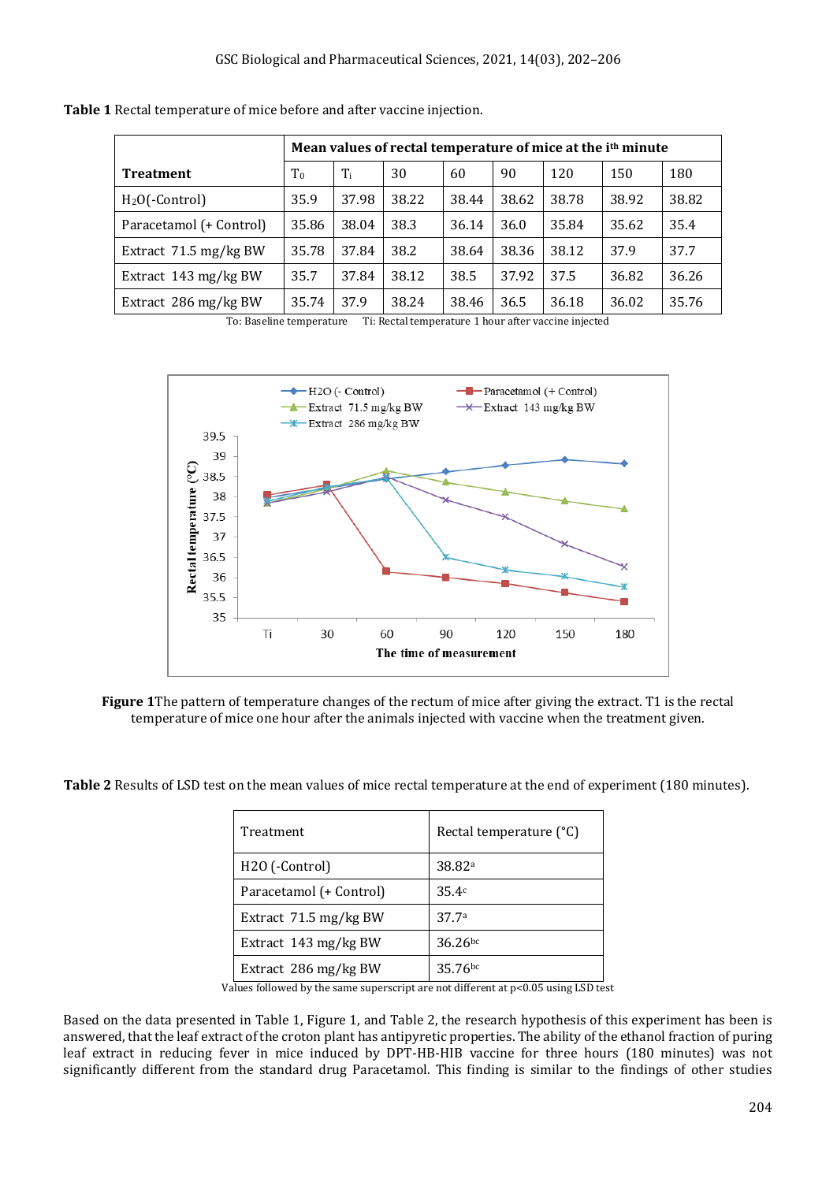**Table 1** Rectal temperature of mice before and after vaccine injection.

| Treatment | Mean values of rectal temperature of mice at the $i^{th}$ minute | | | | | | | |
|---|---|---|---|---|---|---|---|---|
| | $T_0$ | $T_i$ | 30 | 60 | 90 | 120 | 150 | 180 |
| $H_2O$(-Control) | 35.9 | 37.98 | 38.22 | 38.44 | 38.62 | 38.78 | 38.92 | 38.82 |
| Paracetamol (+ Control) | 35.86 | 38.04 | 38.3 | 36.14 | 36.0 | 35.84 | 35.62 | 35.4 |
| Extract 71.5 mg/kg BW | 35.78 | 37.84 | 38.2 | 38.64 | 38.36 | 38.12 | 37.9 | 37.7 |
| Extract 143 mg/kg BW | 35.7 | 37.84 | 38.12 | 38.5 | 37.92 | 37.5 | 36.82 | 36.26 |
| Extract 286 mg/kg BW | 35.74 | 37.9 | 38.24 | 38.46 | 36.5 | 36.18 | 36.02 | 35.76 |

To: Baseline temperature Ti: Rectal temperature 1 hour after vaccine injected

**Figure 1**The pattern of temperature changes of the rectum of mice after giving the extract. T1 is the rectal temperature of mice one hour after the animals injected with vaccine when the treatment given.

**Table 2** Results of LSD test on the mean values of mice rectal temperature at the end of experiment (180 minutes).

| Treatment | Rectal temperature (°C) |
|---|---|
| H2O (-Control) | 38.82[a] |
| Paracetamol (+ Control) | 35.4[c] |
| Extract 71.5 mg/kg BW | 37.7[a] |
| Extract 143 mg/kg BW | 36.26[bc] |
| Extract 286 mg/kg BW | 35.76[bc] |

Values followed by the same superscript are not different at $p<0.05$ using LSD test

Based on the data presented in Table 1, Figure 1, and Table 2, the research hypothesis of this experiment has been answered, that the leaf extract of the croton plant has antipyretic properties. The ability of the ethanol fraction of puring leaf extract in reducing fever in mice induced by DPT-HB-HIB vaccine for three hours (180 minutes) was not significantly different from the standard drug Paracetamol. This finding is similar to the findings of other studies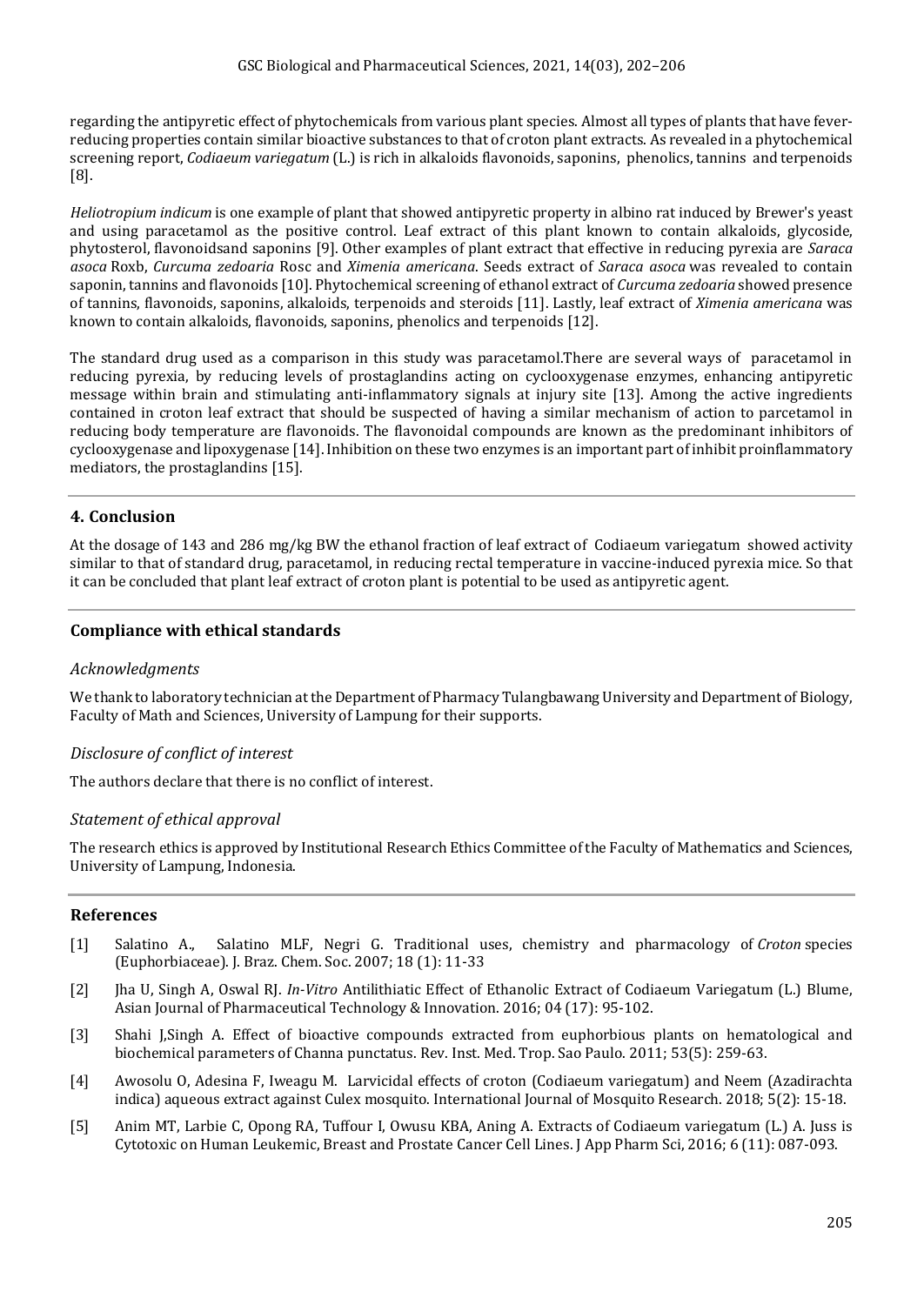regarding the antipyretic effect of phytochemicals from various plant species. Almost all types of plants that have fever-reducing properties contain similar bioactive substances to that of croton plant extracts. As revealed in a phytochemical screening report, *Codiaeum variegatum* (L.) is rich in alkaloids flavonoids, saponins, phenolics, tannins and terpenoids [8].

*Heliotropium indicum* is one example of plant that showed antipyretic property in albino rat induced by Brewer's yeast and using paracetamol as the positive control. Leaf extract of this plant known to contain alkaloids, glycoside, phytosterol, flavonoidsand saponins [9]. Other examples of plant extract that effective in reducing pyrexia are *Saraca asoca* Roxb, *Curcuma zedoaria* Rosc and *Ximenia americana*. Seeds extract of *Saraca asoca* was revealed to contain saponin, tannins and flavonoids [10]. Phytochemical screening of ethanol extract of *Curcuma zedoaria* showed presence of tannins, flavonoids, saponins, alkaloids, terpenoids and steroids [11]. Lastly, leaf extract of *Ximenia americana* was known to contain alkaloids, flavonoids, saponins, phenolics and terpenoids [12].

The standard drug used as a comparison in this study was paracetamol.There are several ways of paracetamol in reducing pyrexia, by reducing levels of prostaglandins acting on cyclooxygenase enzymes, enhancing antipyretic message within brain and stimulating anti-inflammatory signals at injury site [13]. Among the active ingredients contained in croton leaf extract that should be suspected of having a similar mechanism of action to parcetamol in reducing body temperature are flavonoids. The flavonoidal compounds are known as the predominant inhibitors of cyclooxygenase and lipoxygenase [14]. Inhibition on these two enzymes is an important part of inhibit proinflammatory mediators, the prostaglandins [15].

## 4. Conclusion

At the dosage of 143 and 286 mg/kg BW the ethanol fraction of leaf extract of Codiaeum variegatum showed activity similar to that of standard drug, paracetamol, in reducing rectal temperature in vaccine-induced pyrexia mice. So that it can be concluded that plant leaf extract of croton plant is potential to be used as antipyretic agent.

## Compliance with ethical standards

### *Acknowledgments*

We thank to laboratory technician at the Department of Pharmacy Tulangbawang University and Department of Biology, Faculty of Math and Sciences, University of Lampung for their supports.

### *Disclosure of conflict of interest*

The authors declare that there is no conflict of interest.

### *Statement of ethical approval*

The research ethics is approved by Institutional Research Ethics Committee of the Faculty of Mathematics and Sciences, University of Lampung, Indonesia.

## References

[1] Salatino A., Salatino MLF, Negri G. Traditional uses, chemistry and pharmacology of *Croton* species (Euphorbiaceae). J. Braz. Chem. Soc. 2007; 18 (1): 11-33

[2] Jha U, Singh A, Oswal RJ. *In-Vitro* Antilithiatic Effect of Ethanolic Extract of Codiaeum Variegatum (L.) Blume, Asian Journal of Pharmaceutical Technology & Innovation. 2016; 04 (17): 95-102.

[3] Shahi J,Singh A. Effect of bioactive compounds extracted from euphorbious plants on hematological and biochemical parameters of Channa punctatus. Rev. Inst. Med. Trop. Sao Paulo. 2011; 53(5): 259-63.

[4] Awosolu O, Adesina F, Iweagu M. Larvicidal effects of croton (Codiaeum variegatum) and Neem (Azadirachta indica) aqueous extract against Culex mosquito. International Journal of Mosquito Research. 2018; 5(2): 15-18.

[5] Anim MT, Larbie C, Opong RA, Tuffour I, Owusu KBA, Aning A. Extracts of Codiaeum variegatum (L.) A. Juss is Cytotoxic on Human Leukemic, Breast and Prostate Cancer Cell Lines. J App Pharm Sci, 2016; 6 (11): 087-093.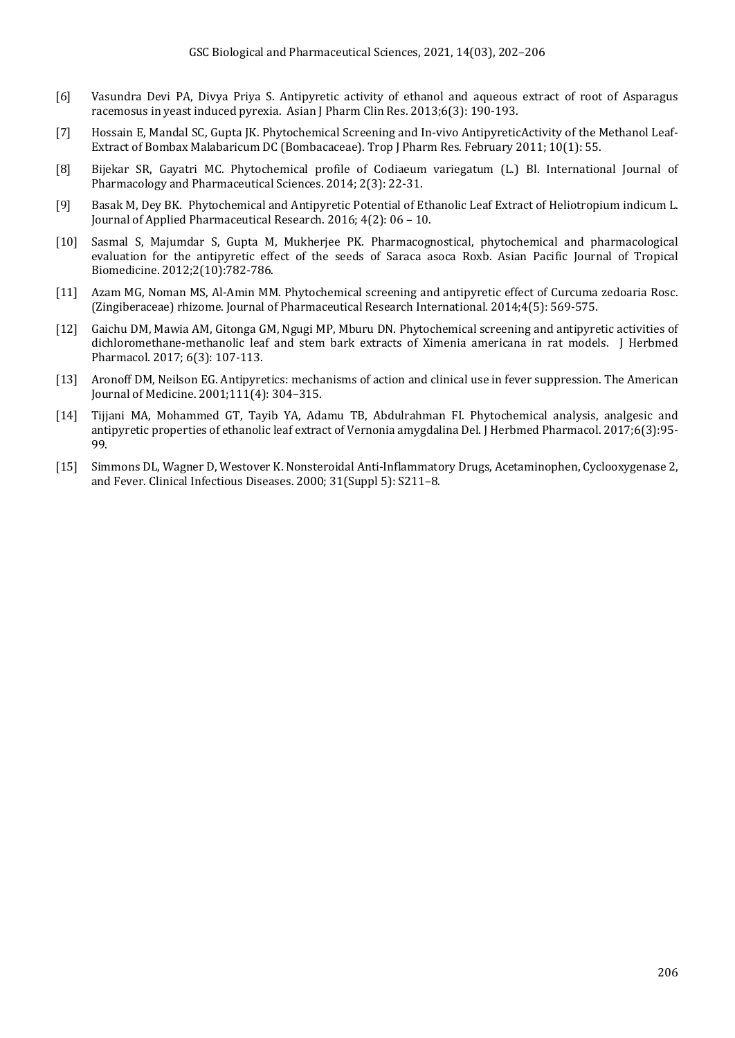[6] Vasundra Devi PA, Divya Priya S. Antipyretic activity of ethanol and aqueous extract of root of Asparagus racemosus in yeast induced pyrexia. Asian J Pharm Clin Res. 2013;6(3): 190-193.

[7] Hossain E, Mandal SC, Gupta JK. Phytochemical Screening and In-vivo AntipyreticActivity of the Methanol Leaf-Extract of Bombax Malabaricum DC (Bombacaceae). Trop J Pharm Res. February 2011; 10(1): 55.

[8] Bijekar SR, Gayatri MC. Phytochemical profile of Codiaeum variegatum (L.) Bl. International Journal of Pharmacology and Pharmaceutical Sciences. 2014; 2(3): 22-31.

[9] Basak M, Dey BK. Phytochemical and Antipyretic Potential of Ethanolic Leaf Extract of Heliotropium indicum L. Journal of Applied Pharmaceutical Research. 2016; 4(2): 06 – 10.

[10] Sasmal S, Majumdar S, Gupta M, Mukherjee PK. Pharmacognostical, phytochemical and pharmacological evaluation for the antipyretic effect of the seeds of Saraca asoca Roxb. Asian Pacific Journal of Tropical Biomedicine. 2012;2(10):782-786.

[11] Azam MG, Noman MS, Al-Amin MM. Phytochemical screening and antipyretic effect of Curcuma zedoaria Rosc. (Zingiberaceae) rhizome. Journal of Pharmaceutical Research International. 2014;4(5): 569-575.

[12] Gaichu DM, Mawia AM, Gitonga GM, Ngugi MP, Mburu DN. Phytochemical screening and antipyretic activities of dichloromethane-methanolic leaf and stem bark extracts of Ximenia americana in rat models. J Herbmed Pharmacol. 2017; 6(3): 107-113.

[13] Aronoff DM, Neilson EG. Antipyretics: mechanisms of action and clinical use in fever suppression. The American Journal of Medicine. 2001;111(4): 304–315.

[14] Tijjani MA, Mohammed GT, Tayib YA, Adamu TB, Abdulrahman FI. Phytochemical analysis, analgesic and antipyretic properties of ethanolic leaf extract of Vernonia amygdalina Del. J Herbmed Pharmacol. 2017;6(3):95-99.

[15] Simmons DL, Wagner D, Westover K. Nonsteroidal Anti-Inflammatory Drugs, Acetaminophen, Cyclooxygenase 2, and Fever. Clinical Infectious Diseases. 2000; 31(Suppl 5): S211–8.